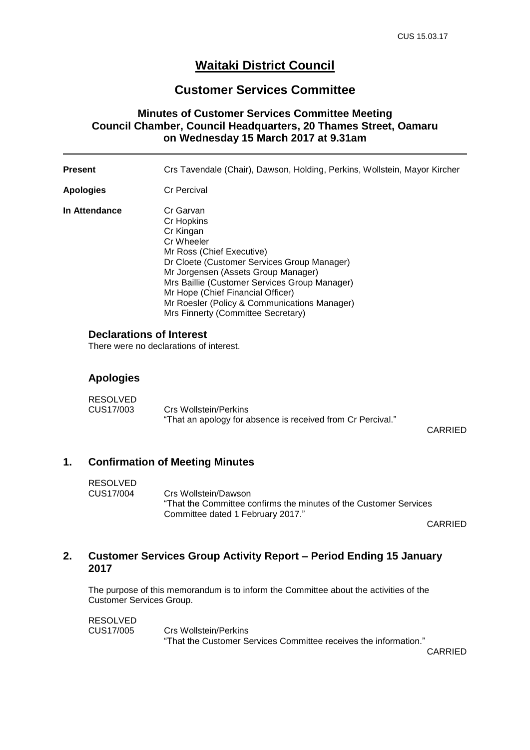# Waitaki District Council

## Customer Services Committee

### Minutes of Customer Services Committee Meeting Council Chamber, Council Headquarters, 20 Thames Street, Oamaru on Wednesday 15 March 2017 at 9.31am

---

**Present** Crs Tavendale (Chair), Dawson, Holding, Perkins, Wollstein, Mayor Kircher

**Apologies** Cr Percival

**In Attendance** Cr Garvan
Cr Hopkins
Cr Kingan
Cr Wheeler
Mr Ross (Chief Executive)
Dr Cloete (Customer Services Group Manager)
Mr Jorgensen (Assets Group Manager)
Mrs Baillie (Customer Services Group Manager)
Mr Hope (Chief Financial Officer)
Mr Roesler (Policy & Communications Manager)
Mrs Finnerty (Committee Secretary)

### Declarations of Interest

There were no declarations of interest.

### Apologies

RESOLVED
CUS17/003 Crs Wollstein/Perkins
"That an apology for absence is received from Cr Percival."

CARRIED

### 1. Confirmation of Meeting Minutes

RESOLVED
CUS17/004 Crs Wollstein/Dawson
"That the Committee confirms the minutes of the Customer Services Committee dated 1 February 2017."

CARRIED

### 2. Customer Services Group Activity Report – Period Ending 15 January 2017

The purpose of this memorandum is to inform the Committee about the activities of the Customer Services Group.

RESOLVED
CUS17/005 Crs Wollstein/Perkins
"That the Customer Services Committee receives the information."

CARRIED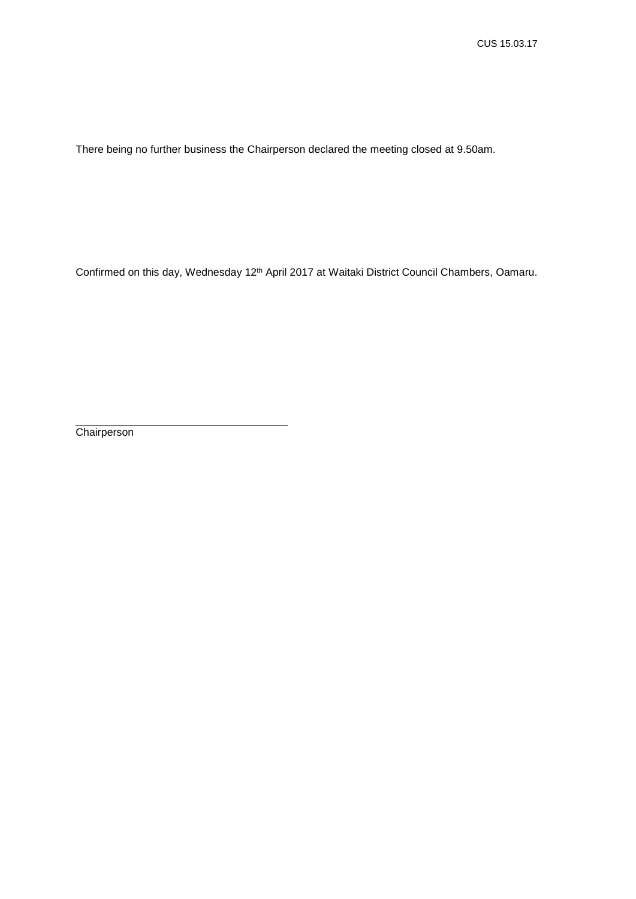There being no further business the Chairperson declared the meeting closed at 9.50am.

Confirmed on this day, Wednesday 12th April 2017 at Waitaki District Council Chambers, Oamaru.

\_\_\_\_\_\_\_\_\_\_\_\_\_\_\_\_\_\_\_\_\_\_\_\_\_\_\_\_\_\_\_\_\_\_\_\_

Chairperson